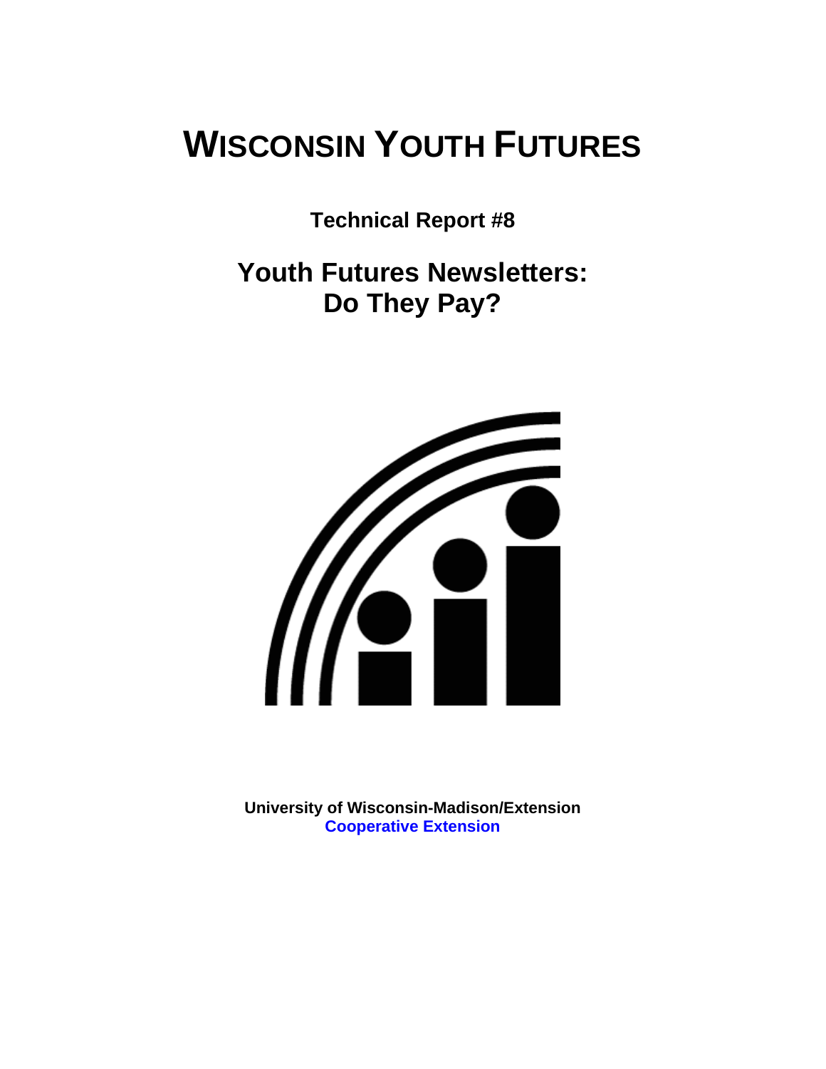# WISCONSIN YOUTH FUTURES

**Technical Report #8**

## Youth Futures Newsletters: Do They Pay?

**University of Wisconsin-Madison/Extension**
**Cooperative Extension**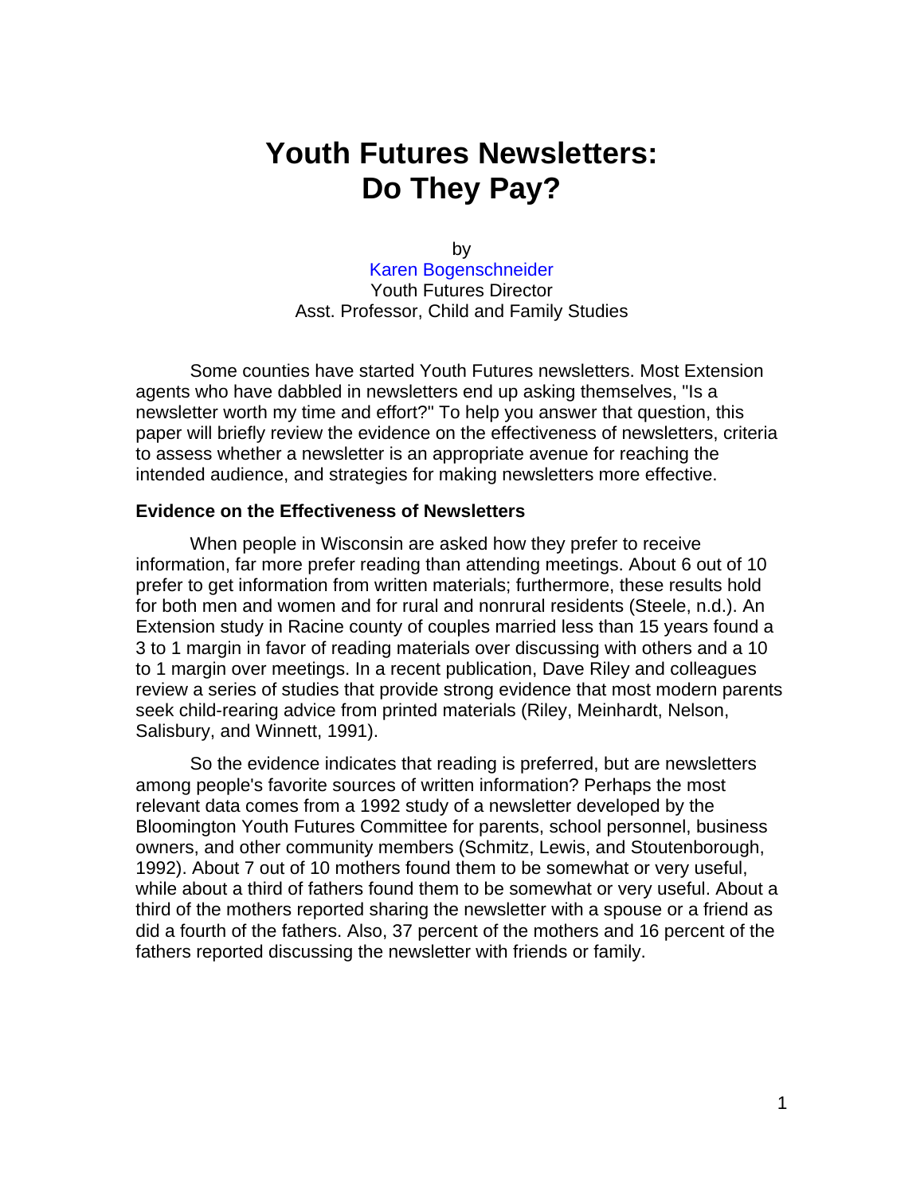# Youth Futures Newsletters: Do They Pay?

by

Karen Bogenschneider
Youth Futures Director
Asst. Professor, Child and Family Studies

Some counties have started Youth Futures newsletters. Most Extension agents who have dabbled in newsletters end up asking themselves, "Is a newsletter worth my time and effort?" To help you answer that question, this paper will briefly review the evidence on the effectiveness of newsletters, criteria to assess whether a newsletter is an appropriate avenue for reaching the intended audience, and strategies for making newsletters more effective.

### Evidence on the Effectiveness of Newsletters

When people in Wisconsin are asked how they prefer to receive information, far more prefer reading than attending meetings. About 6 out of 10 prefer to get information from written materials; furthermore, these results hold for both men and women and for rural and nonrural residents (Steele, n.d.). An Extension study in Racine county of couples married less than 15 years found a 3 to 1 margin in favor of reading materials over discussing with others and a 10 to 1 margin over meetings. In a recent publication, Dave Riley and colleagues review a series of studies that provide strong evidence that most modern parents seek child-rearing advice from printed materials (Riley, Meinhardt, Nelson, Salisbury, and Winnett, 1991).

So the evidence indicates that reading is preferred, but are newsletters among people's favorite sources of written information? Perhaps the most relevant data comes from a 1992 study of a newsletter developed by the Bloomington Youth Futures Committee for parents, school personnel, business owners, and other community members (Schmitz, Lewis, and Stoutenborough, 1992). About 7 out of 10 mothers found them to be somewhat or very useful, while about a third of fathers found them to be somewhat or very useful. About a third of the mothers reported sharing the newsletter with a spouse or a friend as did a fourth of the fathers. Also, 37 percent of the mothers and 16 percent of the fathers reported discussing the newsletter with friends or family.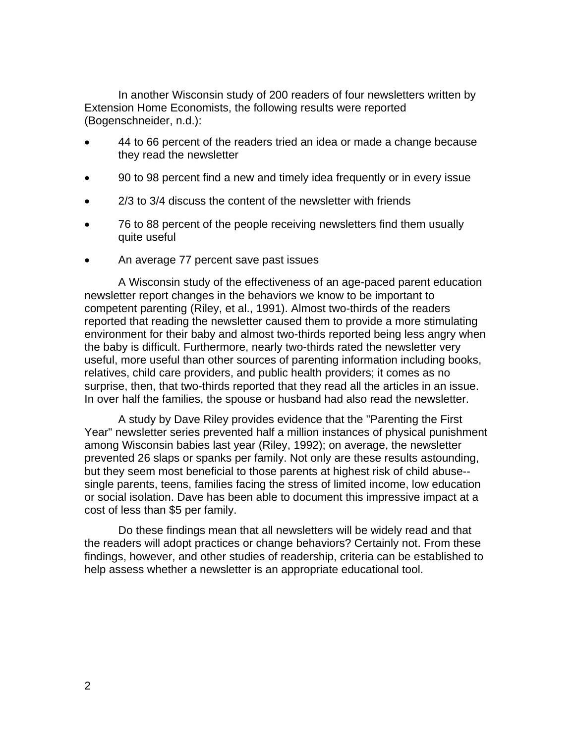In another Wisconsin study of 200 readers of four newsletters written by Extension Home Economists, the following results were reported (Bogenschneider, n.d.):

- 44 to 66 percent of the readers tried an idea or made a change because they read the newsletter
- 90 to 98 percent find a new and timely idea frequently or in every issue
- 2/3 to 3/4 discuss the content of the newsletter with friends
- 76 to 88 percent of the people receiving newsletters find them usually quite useful
- An average 77 percent save past issues

A Wisconsin study of the effectiveness of an age-paced parent education newsletter report changes in the behaviors we know to be important to competent parenting (Riley, et al., 1991). Almost two-thirds of the readers reported that reading the newsletter caused them to provide a more stimulating environment for their baby and almost two-thirds reported being less angry when the baby is difficult. Furthermore, nearly two-thirds rated the newsletter very useful, more useful than other sources of parenting information including books, relatives, child care providers, and public health providers; it comes as no surprise, then, that two-thirds reported that they read all the articles in an issue. In over half the families, the spouse or husband had also read the newsletter.

A study by Dave Riley provides evidence that the "Parenting the First Year" newsletter series prevented half a million instances of physical punishment among Wisconsin babies last year (Riley, 1992); on average, the newsletter prevented 26 slaps or spanks per family. Not only are these results astounding, but they seem most beneficial to those parents at highest risk of child abuse--single parents, teens, families facing the stress of limited income, low education or social isolation. Dave has been able to document this impressive impact at a cost of less than $5 per family.

Do these findings mean that all newsletters will be widely read and that the readers will adopt practices or change behaviors? Certainly not. From these findings, however, and other studies of readership, criteria can be established to help assess whether a newsletter is an appropriate educational tool.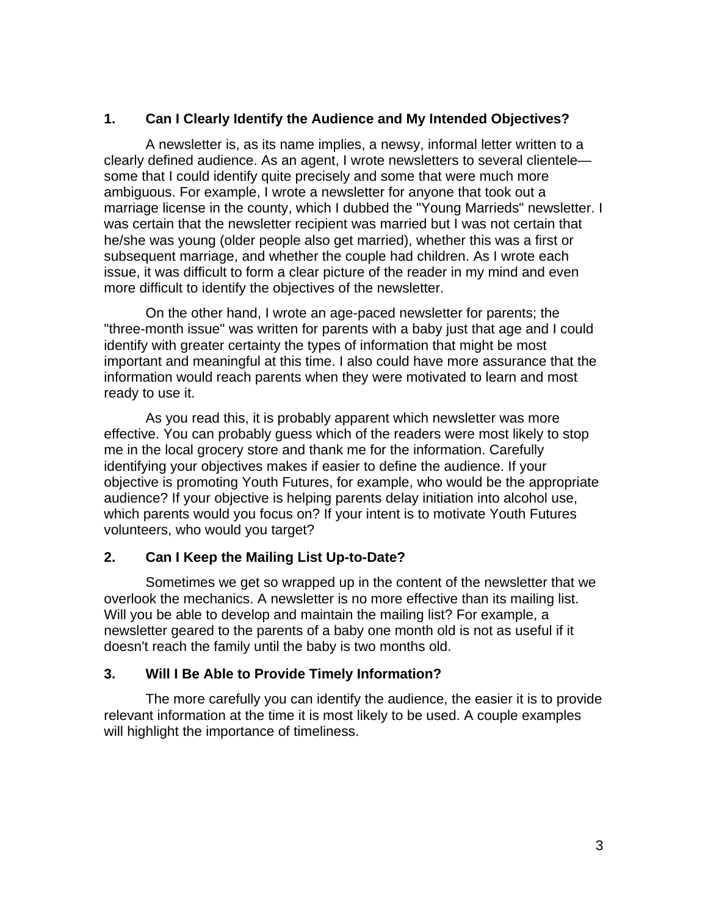## 1. Can I Clearly Identify the Audience and My Intended Objectives?

A newsletter is, as its name implies, a newsy, informal letter written to a clearly defined audience. As an agent, I wrote newsletters to several clientele—some that I could identify quite precisely and some that were much more ambiguous. For example, I wrote a newsletter for anyone that took out a marriage license in the county, which I dubbed the "Young Marrieds" newsletter. I was certain that the newsletter recipient was married but I was not certain that he/she was young (older people also get married), whether this was a first or subsequent marriage, and whether the couple had children. As I wrote each issue, it was difficult to form a clear picture of the reader in my mind and even more difficult to identify the objectives of the newsletter.

On the other hand, I wrote an age-paced newsletter for parents; the "three-month issue" was written for parents with a baby just that age and I could identify with greater certainty the types of information that might be most important and meaningful at this time. I also could have more assurance that the information would reach parents when they were motivated to learn and most ready to use it.

As you read this, it is probably apparent which newsletter was more effective. You can probably guess which of the readers were most likely to stop me in the local grocery store and thank me for the information. Carefully identifying your objectives makes if easier to define the audience. If your objective is promoting Youth Futures, for example, who would be the appropriate audience? If your objective is helping parents delay initiation into alcohol use, which parents would you focus on? If your intent is to motivate Youth Futures volunteers, who would you target?

## 2. Can I Keep the Mailing List Up-to-Date?

Sometimes we get so wrapped up in the content of the newsletter that we overlook the mechanics. A newsletter is no more effective than its mailing list. Will you be able to develop and maintain the mailing list? For example, a newsletter geared to the parents of a baby one month old is not as useful if it doesn't reach the family until the baby is two months old.

## 3. Will I Be Able to Provide Timely Information?

The more carefully you can identify the audience, the easier it is to provide relevant information at the time it is most likely to be used. A couple examples will highlight the importance of timeliness.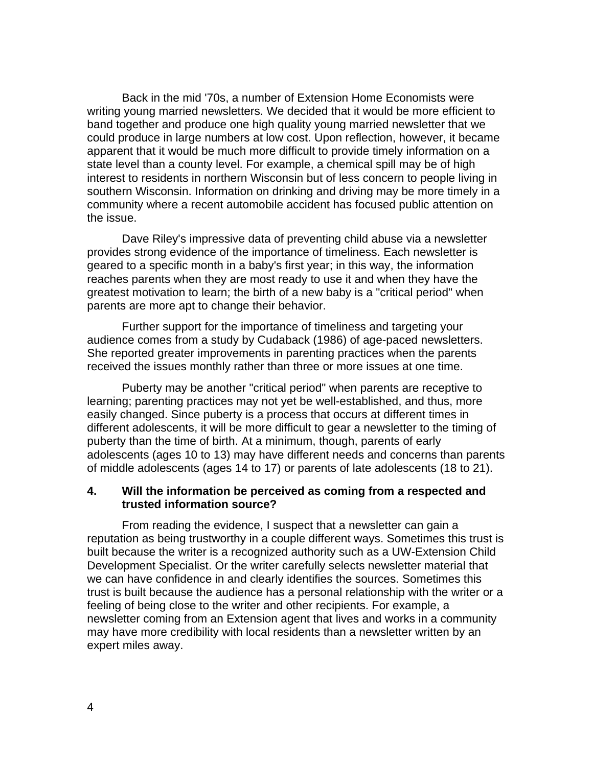Back in the mid '70s, a number of Extension Home Economists were writing young married newsletters. We decided that it would be more efficient to band together and produce one high quality young married newsletter that we could produce in large numbers at low cost. Upon reflection, however, it became apparent that it would be much more difficult to provide timely information on a state level than a county level. For example, a chemical spill may be of high interest to residents in northern Wisconsin but of less concern to people living in southern Wisconsin. Information on drinking and driving may be more timely in a community where a recent automobile accident has focused public attention on the issue.

Dave Riley's impressive data of preventing child abuse via a newsletter provides strong evidence of the importance of timeliness. Each newsletter is geared to a specific month in a baby's first year; in this way, the information reaches parents when they are most ready to use it and when they have the greatest motivation to learn; the birth of a new baby is a "critical period" when parents are more apt to change their behavior.

Further support for the importance of timeliness and targeting your audience comes from a study by Cudaback (1986) of age-paced newsletters. She reported greater improvements in parenting practices when the parents received the issues monthly rather than three or more issues at one time.

Puberty may be another "critical period" when parents are receptive to learning; parenting practices may not yet be well-established, and thus, more easily changed. Since puberty is a process that occurs at different times in different adolescents, it will be more difficult to gear a newsletter to the timing of puberty than the time of birth. At a minimum, though, parents of early adolescents (ages 10 to 13) may have different needs and concerns than parents of middle adolescents (ages 14 to 17) or parents of late adolescents (18 to 21).

**4. Will the information be perceived as coming from a respected and trusted information source?**

From reading the evidence, I suspect that a newsletter can gain a reputation as being trustworthy in a couple different ways. Sometimes this trust is built because the writer is a recognized authority such as a UW-Extension Child Development Specialist. Or the writer carefully selects newsletter material that we can have confidence in and clearly identifies the sources. Sometimes this trust is built because the audience has a personal relationship with the writer or a feeling of being close to the writer and other recipients. For example, a newsletter coming from an Extension agent that lives and works in a community may have more credibility with local residents than a newsletter written by an expert miles away.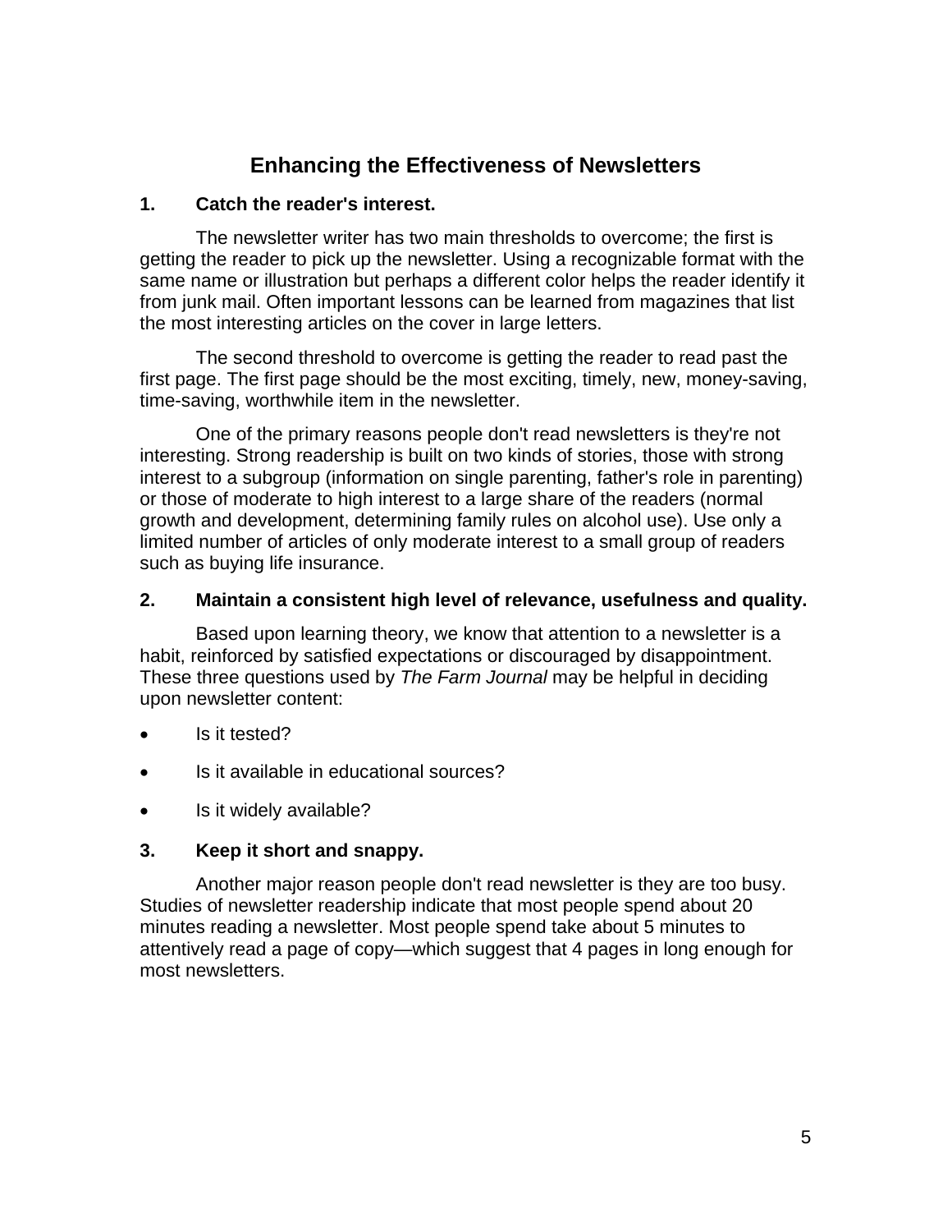# Enhancing the Effectiveness of Newsletters

## 1. Catch the reader's interest.

The newsletter writer has two main thresholds to overcome; the first is getting the reader to pick up the newsletter. Using a recognizable format with the same name or illustration but perhaps a different color helps the reader identify it from junk mail. Often important lessons can be learned from magazines that list the most interesting articles on the cover in large letters.

The second threshold to overcome is getting the reader to read past the first page. The first page should be the most exciting, timely, new, money-saving, time-saving, worthwhile item in the newsletter.

One of the primary reasons people don't read newsletters is they're not interesting. Strong readership is built on two kinds of stories, those with strong interest to a subgroup (information on single parenting, father's role in parenting) or those of moderate to high interest to a large share of the readers (normal growth and development, determining family rules on alcohol use). Use only a limited number of articles of only moderate interest to a small group of readers such as buying life insurance.

## 2. Maintain a consistent high level of relevance, usefulness and quality.

Based upon learning theory, we know that attention to a newsletter is a habit, reinforced by satisfied expectations or discouraged by disappointment. These three questions used by *The Farm Journal* may be helpful in deciding upon newsletter content:

- Is it tested?
- Is it available in educational sources?
- Is it widely available?

## 3. Keep it short and snappy.

Another major reason people don't read newsletter is they are too busy. Studies of newsletter readership indicate that most people spend about 20 minutes reading a newsletter. Most people spend take about 5 minutes to attentively read a page of copy—which suggest that 4 pages in long enough for most newsletters.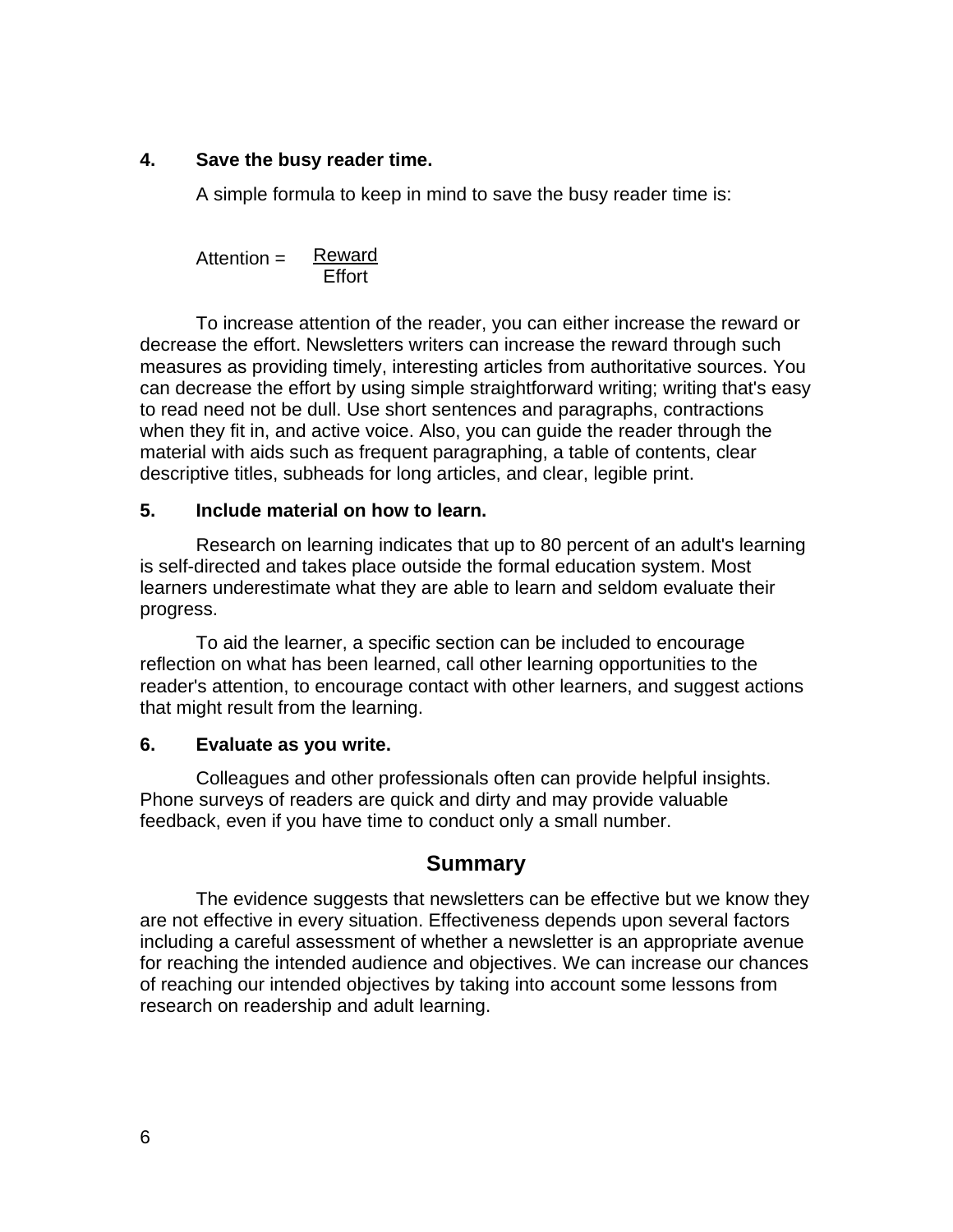**4. Save the busy reader time.**

A simple formula to keep in mind to save the busy reader time is:

$$\text{Attention} = \frac{\text{Reward}}{\text{Effort}}$$

To increase attention of the reader, you can either increase the reward or decrease the effort. Newsletters writers can increase the reward through such measures as providing timely, interesting articles from authoritative sources. You can decrease the effort by using simple straightforward writing; writing that's easy to read need not be dull. Use short sentences and paragraphs, contractions when they fit in, and active voice. Also, you can guide the reader through the material with aids such as frequent paragraphing, a table of contents, clear descriptive titles, subheads for long articles, and clear, legible print.

**5. Include material on how to learn.**

Research on learning indicates that up to 80 percent of an adult's learning is self-directed and takes place outside the formal education system. Most learners underestimate what they are able to learn and seldom evaluate their progress.

To aid the learner, a specific section can be included to encourage reflection on what has been learned, call other learning opportunities to the reader's attention, to encourage contact with other learners, and suggest actions that might result from the learning.

**6. Evaluate as you write.**

Colleagues and other professionals often can provide helpful insights. Phone surveys of readers are quick and dirty and may provide valuable feedback, even if you have time to conduct only a small number.

## Summary

The evidence suggests that newsletters can be effective but we know they are not effective in every situation. Effectiveness depends upon several factors including a careful assessment of whether a newsletter is an appropriate avenue for reaching the intended audience and objectives. We can increase our chances of reaching our intended objectives by taking into account some lessons from research on readership and adult learning.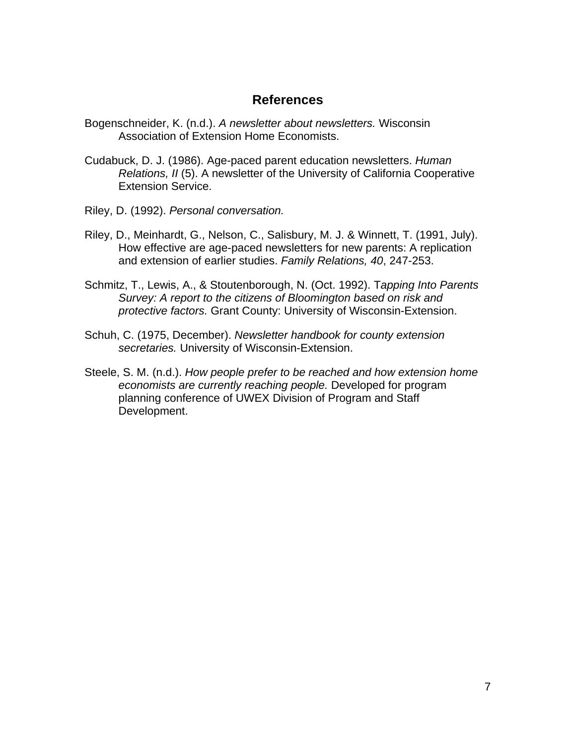## References

Bogenschneider, K. (n.d.). *A newsletter about newsletters.* Wisconsin Association of Extension Home Economists.

Cudabuck, D. J. (1986). Age-paced parent education newsletters. *Human Relations, II* (5). A newsletter of the University of California Cooperative Extension Service.

Riley, D. (1992). *Personal conversation.*

Riley, D., Meinhardt, G., Nelson, C., Salisbury, M. J. & Winnett, T. (1991, July). How effective are age-paced newsletters for new parents: A replication and extension of earlier studies. *Family Relations, 40*, 247-253.

Schmitz, T., Lewis, A., & Stoutenborough, N. (Oct. 1992). T*apping Into Parents Survey: A report to the citizens of Bloomington based on risk and protective factors.* Grant County: University of Wisconsin-Extension.

Schuh, C. (1975, December). *Newsletter handbook for county extension secretaries.* University of Wisconsin-Extension.

Steele, S. M. (n.d.). *How people prefer to be reached and how extension home economists are currently reaching people.* Developed for program planning conference of UWEX Division of Program and Staff Development.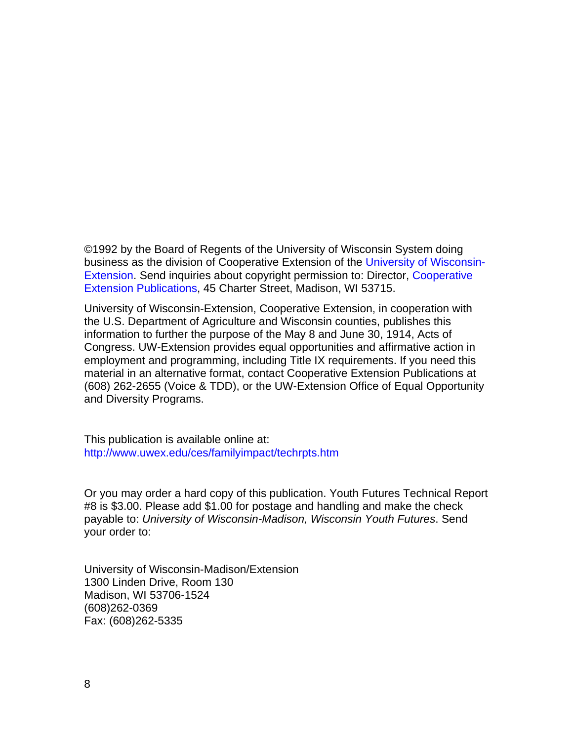©1992 by the Board of Regents of the University of Wisconsin System doing business as the division of Cooperative Extension of the University of Wisconsin-Extension. Send inquiries about copyright permission to: Director, Cooperative Extension Publications, 45 Charter Street, Madison, WI 53715.

University of Wisconsin-Extension, Cooperative Extension, in cooperation with the U.S. Department of Agriculture and Wisconsin counties, publishes this information to further the purpose of the May 8 and June 30, 1914, Acts of Congress. UW-Extension provides equal opportunities and affirmative action in employment and programming, including Title IX requirements. If you need this material in an alternative format, contact Cooperative Extension Publications at (608) 262-2655 (Voice & TDD), or the UW-Extension Office of Equal Opportunity and Diversity Programs.

This publication is available online at:
http://www.uwex.edu/ces/familyimpact/techrpts.htm

Or you may order a hard copy of this publication. Youth Futures Technical Report #8 is $3.00. Please add $1.00 for postage and handling and make the check payable to: *University of Wisconsin-Madison, Wisconsin Youth Futures*. Send your order to:

University of Wisconsin-Madison/Extension
1300 Linden Drive, Room 130
Madison, WI 53706-1524
(608)262-0369
Fax: (608)262-5335